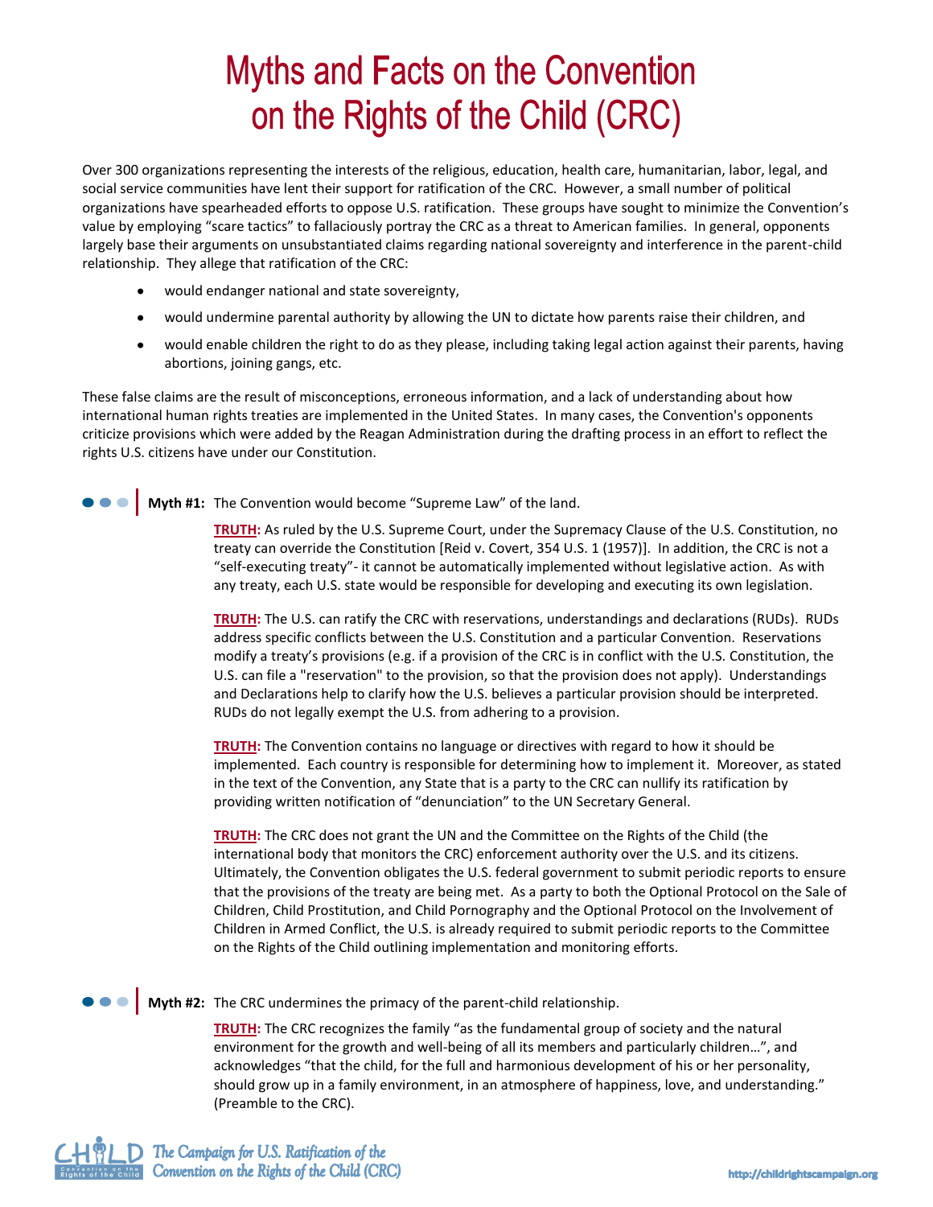# Myths and Facts on the Convention on the Rights of the Child (CRC)

Over 300 organizations representing the interests of the religious, education, health care, humanitarian, labor, legal, and social service communities have lent their support for ratification of the CRC. However, a small number of political organizations have spearheaded efforts to oppose U.S. ratification. These groups have sought to minimize the Convention's value by employing "scare tactics" to fallaciously portray the CRC as a threat to American families. In general, opponents largely base their arguments on unsubstantiated claims regarding national sovereignty and interference in the parent-child relationship. They allege that ratification of the CRC:

- would endanger national and state sovereignty,
- would undermine parental authority by allowing the UN to dictate how parents raise their children, and
- would enable children the right to do as they please, including taking legal action against their parents, having abortions, joining gangs, etc.

These false claims are the result of misconceptions, erroneous information, and a lack of understanding about how international human rights treaties are implemented in the United States. In many cases, the Convention's opponents criticize provisions which were added by the Reagan Administration during the drafting process in an effort to reflect the rights U.S. citizens have under our Constitution.

**Myth #1:** The Convention would become "Supreme Law" of the land.

**TRUTH:** As ruled by the U.S. Supreme Court, under the Supremacy Clause of the U.S. Constitution, no treaty can override the Constitution [Reid v. Covert, 354 U.S. 1 (1957)]. In addition, the CRC is not a "self-executing treaty"- it cannot be automatically implemented without legislative action. As with any treaty, each U.S. state would be responsible for developing and executing its own legislation.

**TRUTH:** The U.S. can ratify the CRC with reservations, understandings and declarations (RUDs). RUDs address specific conflicts between the U.S. Constitution and a particular Convention. Reservations modify a treaty's provisions (e.g. if a provision of the CRC is in conflict with the U.S. Constitution, the U.S. can file a "reservation" to the provision, so that the provision does not apply). Understandings and Declarations help to clarify how the U.S. believes a particular provision should be interpreted. RUDs do not legally exempt the U.S. from adhering to a provision.

**TRUTH:** The Convention contains no language or directives with regard to how it should be implemented. Each country is responsible for determining how to implement it. Moreover, as stated in the text of the Convention, any State that is a party to the CRC can nullify its ratification by providing written notification of "denunciation" to the UN Secretary General.

**TRUTH:** The CRC does not grant the UN and the Committee on the Rights of the Child (the international body that monitors the CRC) enforcement authority over the U.S. and its citizens. Ultimately, the Convention obligates the U.S. federal government to submit periodic reports to ensure that the provisions of the treaty are being met. As a party to both the Optional Protocol on the Sale of Children, Child Prostitution, and Child Pornography and the Optional Protocol on the Involvement of Children in Armed Conflict, the U.S. is already required to submit periodic reports to the Committee on the Rights of the Child outlining implementation and monitoring efforts.

**Myth #2:** The CRC undermines the primacy of the parent-child relationship.

**TRUTH:** The CRC recognizes the family "as the fundamental group of society and the natural environment for the growth and well-being of all its members and particularly children…", and acknowledges "that the child, for the full and harmonious development of his or her personality, should grow up in a family environment, in an atmosphere of happiness, love, and understanding." (Preamble to the CRC).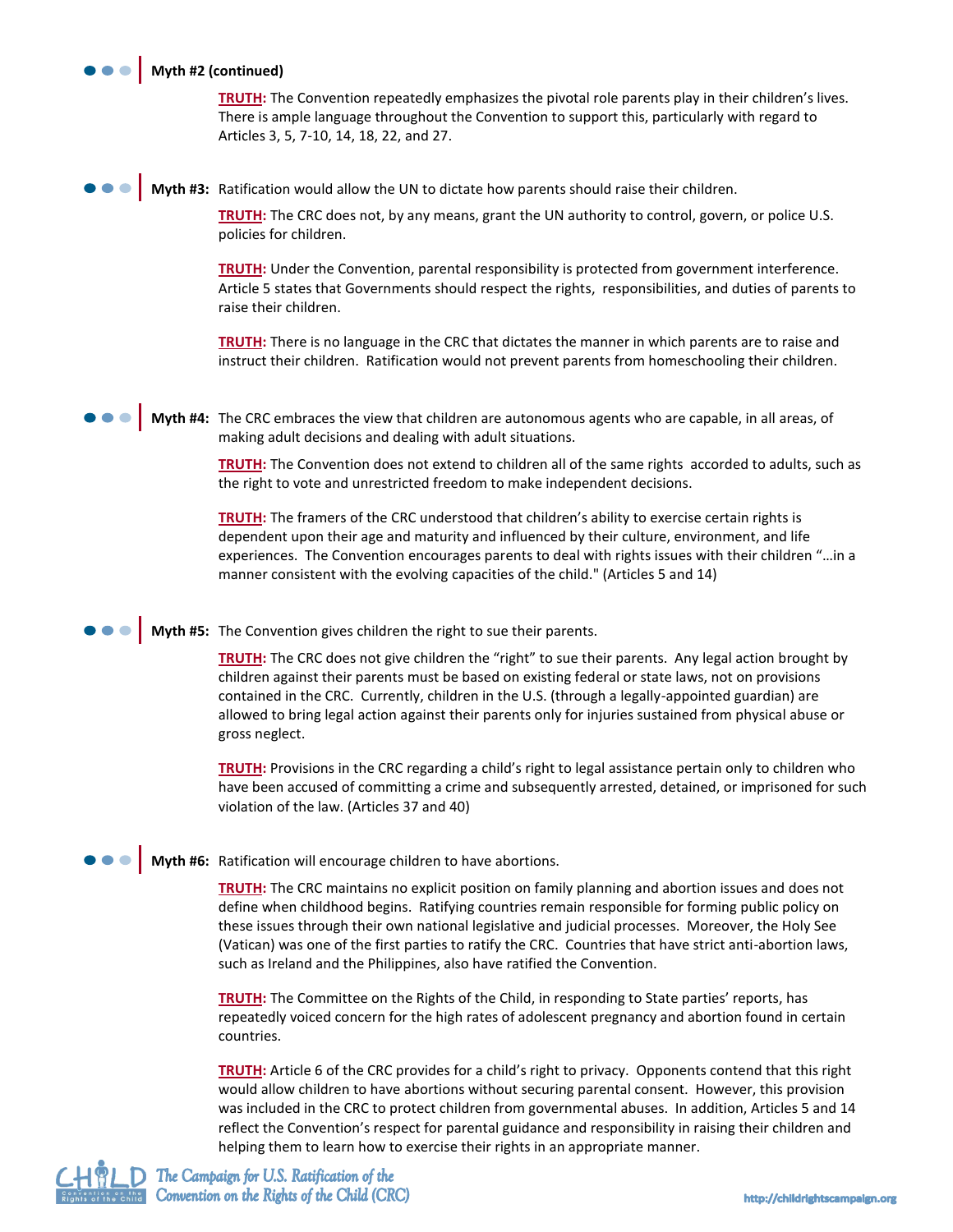**Myth #2 (continued)**

**TRUTH:** The Convention repeatedly emphasizes the pivotal role parents play in their children's lives. There is ample language throughout the Convention to support this, particularly with regard to Articles 3, 5, 7-10, 14, 18, 22, and 27.

**Myth #3:** Ratification would allow the UN to dictate how parents should raise their children.

**TRUTH:** The CRC does not, by any means, grant the UN authority to control, govern, or police U.S. policies for children.

**TRUTH:** Under the Convention, parental responsibility is protected from government interference. Article 5 states that Governments should respect the rights, responsibilities, and duties of parents to raise their children.

**TRUTH:** There is no language in the CRC that dictates the manner in which parents are to raise and instruct their children. Ratification would not prevent parents from homeschooling their children.

**Myth #4:** The CRC embraces the view that children are autonomous agents who are capable, in all areas, of making adult decisions and dealing with adult situations.

**TRUTH:** The Convention does not extend to children all of the same rights accorded to adults, such as the right to vote and unrestricted freedom to make independent decisions.

**TRUTH:** The framers of the CRC understood that children's ability to exercise certain rights is dependent upon their age and maturity and influenced by their culture, environment, and life experiences. The Convention encourages parents to deal with rights issues with their children "…in a manner consistent with the evolving capacities of the child." (Articles 5 and 14)

**Myth #5:** The Convention gives children the right to sue their parents.

**TRUTH:** The CRC does not give children the "right" to sue their parents. Any legal action brought by children against their parents must be based on existing federal or state laws, not on provisions contained in the CRC. Currently, children in the U.S. (through a legally-appointed guardian) are allowed to bring legal action against their parents only for injuries sustained from physical abuse or gross neglect.

**TRUTH:** Provisions in the CRC regarding a child's right to legal assistance pertain only to children who have been accused of committing a crime and subsequently arrested, detained, or imprisoned for such violation of the law. (Articles 37 and 40)

**Myth #6:** Ratification will encourage children to have abortions.

**TRUTH:** The CRC maintains no explicit position on family planning and abortion issues and does not define when childhood begins. Ratifying countries remain responsible for forming public policy on these issues through their own national legislative and judicial processes. Moreover, the Holy See (Vatican) was one of the first parties to ratify the CRC. Countries that have strict anti-abortion laws, such as Ireland and the Philippines, also have ratified the Convention.

**TRUTH:** The Committee on the Rights of the Child, in responding to State parties' reports, has repeatedly voiced concern for the high rates of adolescent pregnancy and abortion found in certain countries.

**TRUTH:** Article 6 of the CRC provides for a child's right to privacy. Opponents contend that this right would allow children to have abortions without securing parental consent. However, this provision was included in the CRC to protect children from governmental abuses. In addition, Articles 5 and 14 reflect the Convention's respect for parental guidance and responsibility in raising their children and helping them to learn how to exercise their rights in an appropriate manner.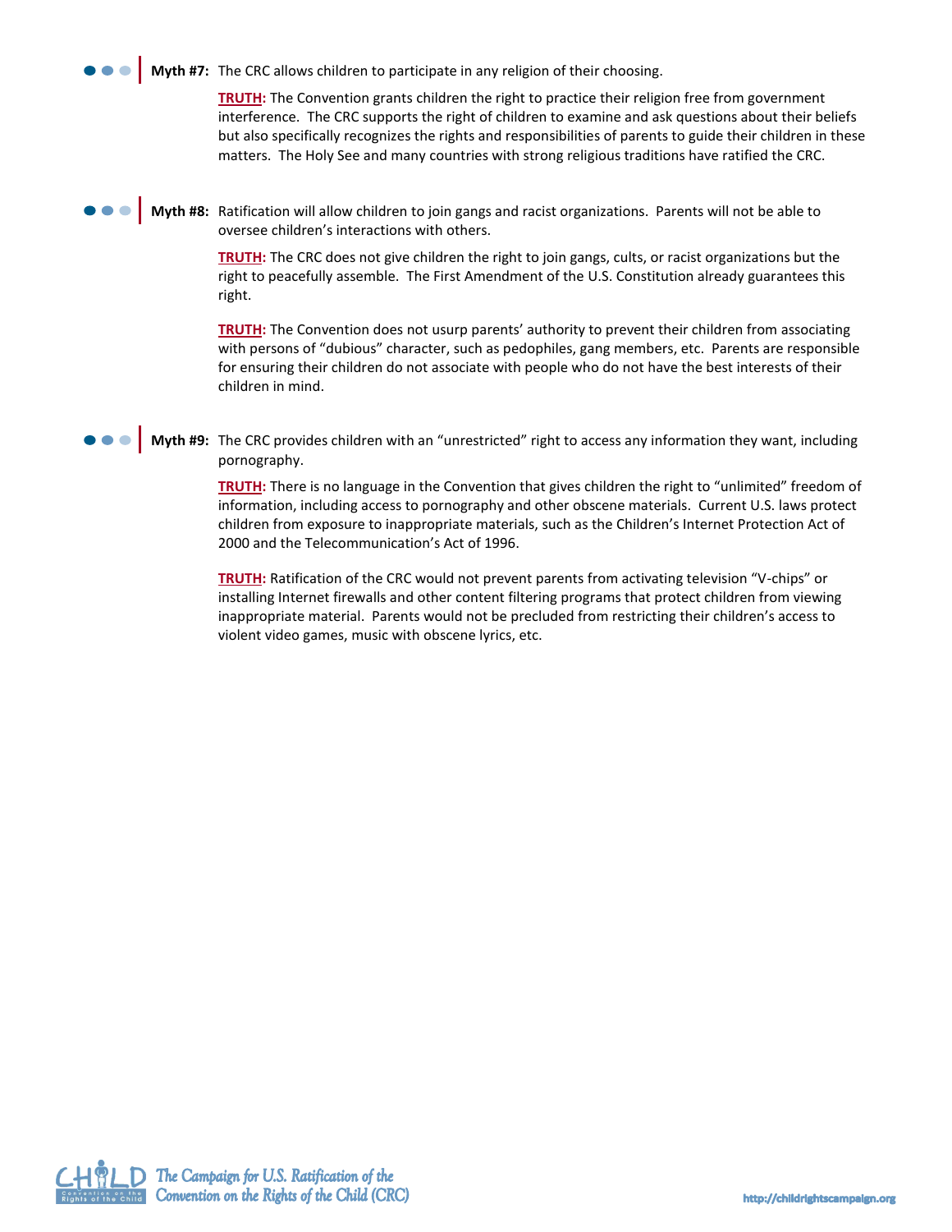**Myth #7:** The CRC allows children to participate in any religion of their choosing.

**TRUTH:** The Convention grants children the right to practice their religion free from government interference. The CRC supports the right of children to examine and ask questions about their beliefs but also specifically recognizes the rights and responsibilities of parents to guide their children in these matters. The Holy See and many countries with strong religious traditions have ratified the CRC.

**Myth #8:** Ratification will allow children to join gangs and racist organizations. Parents will not be able to oversee children's interactions with others.

**TRUTH:** The CRC does not give children the right to join gangs, cults, or racist organizations but the right to peacefully assemble. The First Amendment of the U.S. Constitution already guarantees this right.

**TRUTH:** The Convention does not usurp parents' authority to prevent their children from associating with persons of "dubious" character, such as pedophiles, gang members, etc. Parents are responsible for ensuring their children do not associate with people who do not have the best interests of their children in mind.

**Myth #9:** The CRC provides children with an "unrestricted" right to access any information they want, including pornography.

**TRUTH:** There is no language in the Convention that gives children the right to "unlimited" freedom of information, including access to pornography and other obscene materials. Current U.S. laws protect children from exposure to inappropriate materials, such as the Children's Internet Protection Act of 2000 and the Telecommunication's Act of 1996.

**TRUTH:** Ratification of the CRC would not prevent parents from activating television "V-chips" or installing Internet firewalls and other content filtering programs that protect children from viewing inappropriate material. Parents would not be precluded from restricting their children's access to violent video games, music with obscene lyrics, etc.